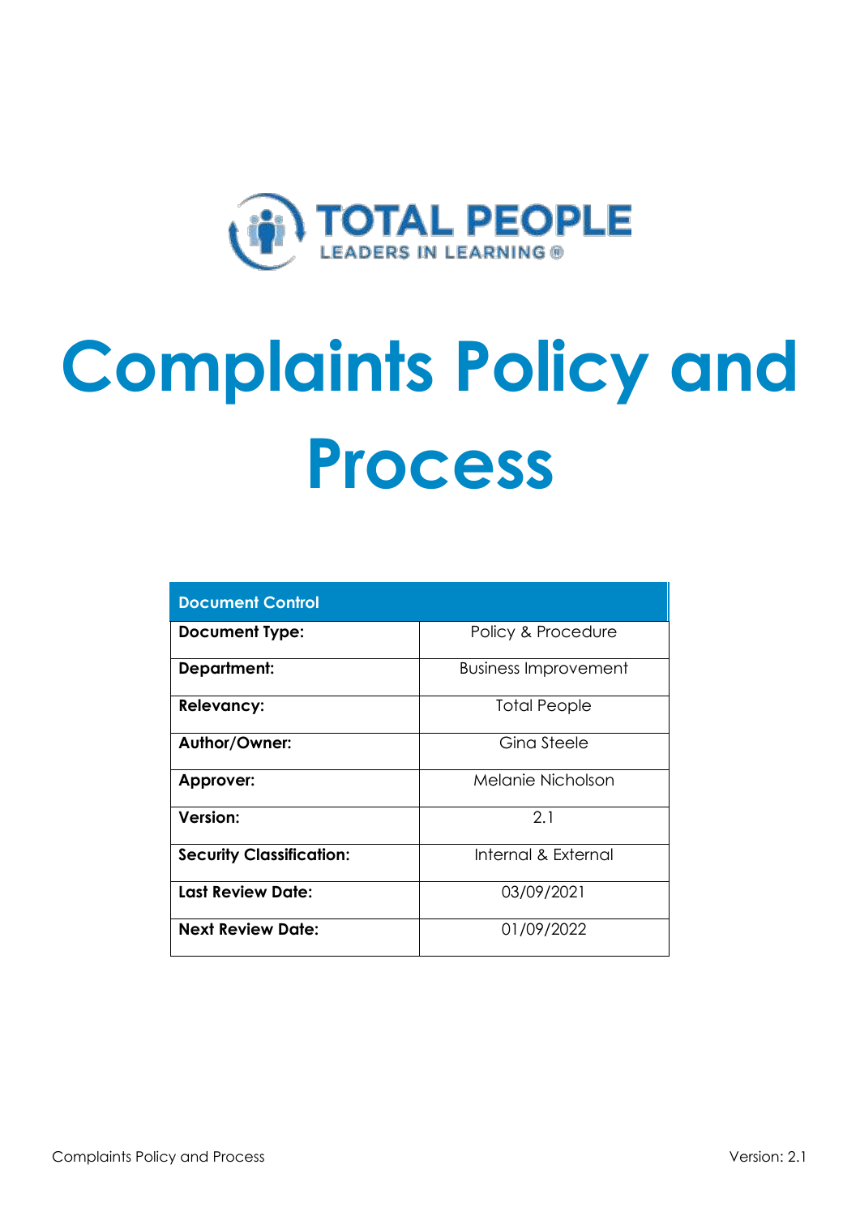TOTAL PEOPLE

LEADERS IN LEARNING®

# Complaints Policy and Process

| Document Control | |
|---|---|
| **Document Type:** | Policy & Procedure |
| **Department:** | Business Improvement |
| **Relevancy:** | Total People |
| **Author/Owner:** | Gina Steele |
| **Approver:** | Melanie Nicholson |
| **Version:** | 2.1 |
| **Security Classification:** | Internal & External |
| **Last Review Date:** | 03/09/2021 |
| **Next Review Date:** | 01/09/2022 |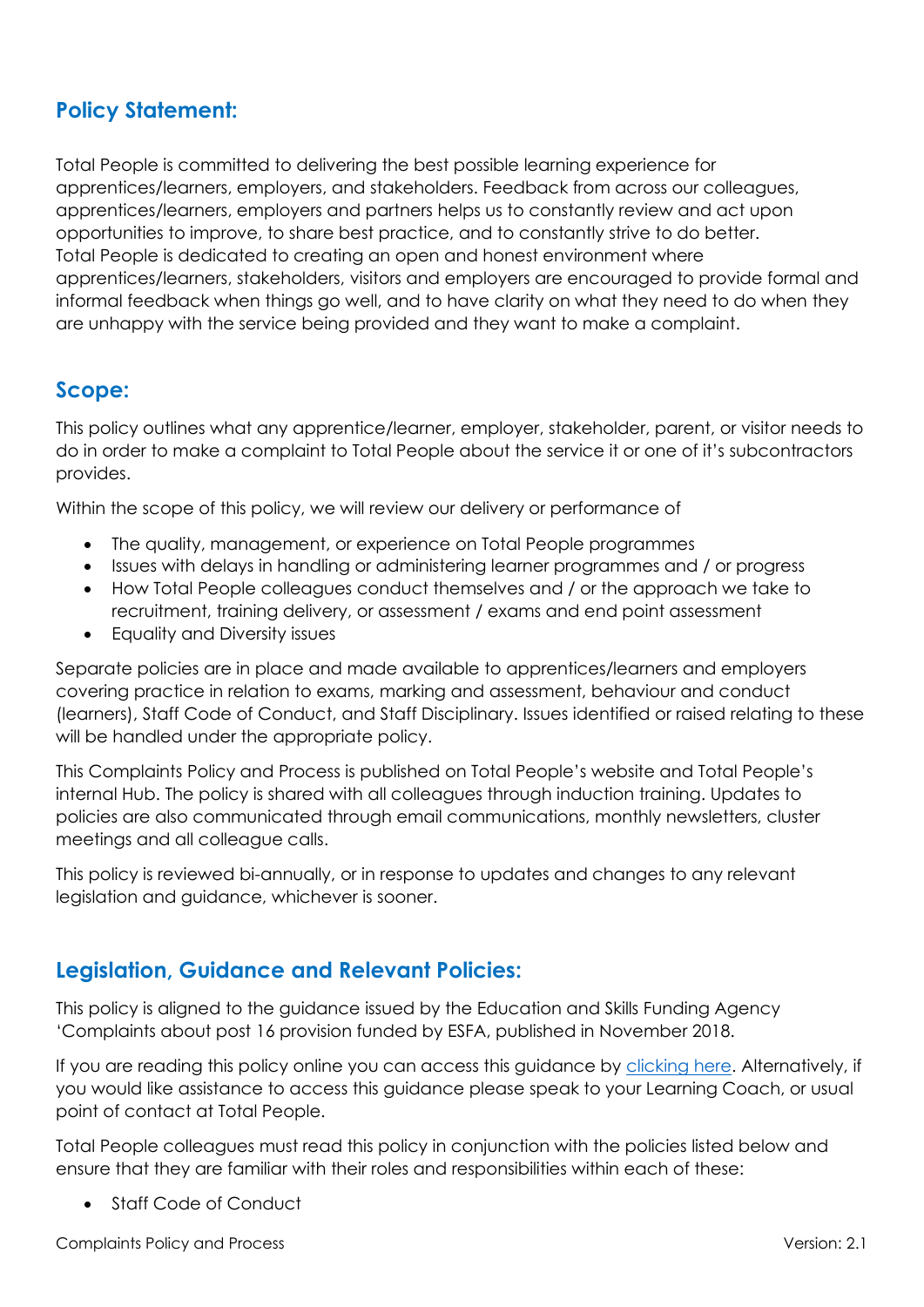## Policy Statement:

Total People is committed to delivering the best possible learning experience for apprentices/learners, employers, and stakeholders. Feedback from across our colleagues, apprentices/learners, employers and partners helps us to constantly review and act upon opportunities to improve, to share best practice, and to constantly strive to do better. Total People is dedicated to creating an open and honest environment where apprentices/learners, stakeholders, visitors and employers are encouraged to provide formal and informal feedback when things go well, and to have clarity on what they need to do when they are unhappy with the service being provided and they want to make a complaint.

## Scope:

This policy outlines what any apprentice/learner, employer, stakeholder, parent, or visitor needs to do in order to make a complaint to Total People about the service it or one of it's subcontractors provides.

Within the scope of this policy, we will review our delivery or performance of

- The quality, management, or experience on Total People programmes
- Issues with delays in handling or administering learner programmes and / or progress
- How Total People colleagues conduct themselves and / or the approach we take to recruitment, training delivery, or assessment / exams and end point assessment
- Equality and Diversity issues

Separate policies are in place and made available to apprentices/learners and employers covering practice in relation to exams, marking and assessment, behaviour and conduct (learners), Staff Code of Conduct, and Staff Disciplinary. Issues identified or raised relating to these will be handled under the appropriate policy.

This Complaints Policy and Process is published on Total People's website and Total People's internal Hub. The policy is shared with all colleagues through induction training. Updates to policies are also communicated through email communications, monthly newsletters, cluster meetings and all colleague calls.

This policy is reviewed bi-annually, or in response to updates and changes to any relevant legislation and guidance, whichever is sooner.

## Legislation, Guidance and Relevant Policies:

This policy is aligned to the guidance issued by the Education and Skills Funding Agency 'Complaints about post 16 provision funded by ESFA, published in November 2018.

If you are reading this policy online you can access this guidance by clicking here. Alternatively, if you would like assistance to access this guidance please speak to your Learning Coach, or usual point of contact at Total People.

Total People colleagues must read this policy in conjunction with the policies listed below and ensure that they are familiar with their roles and responsibilities within each of these:

- Staff Code of Conduct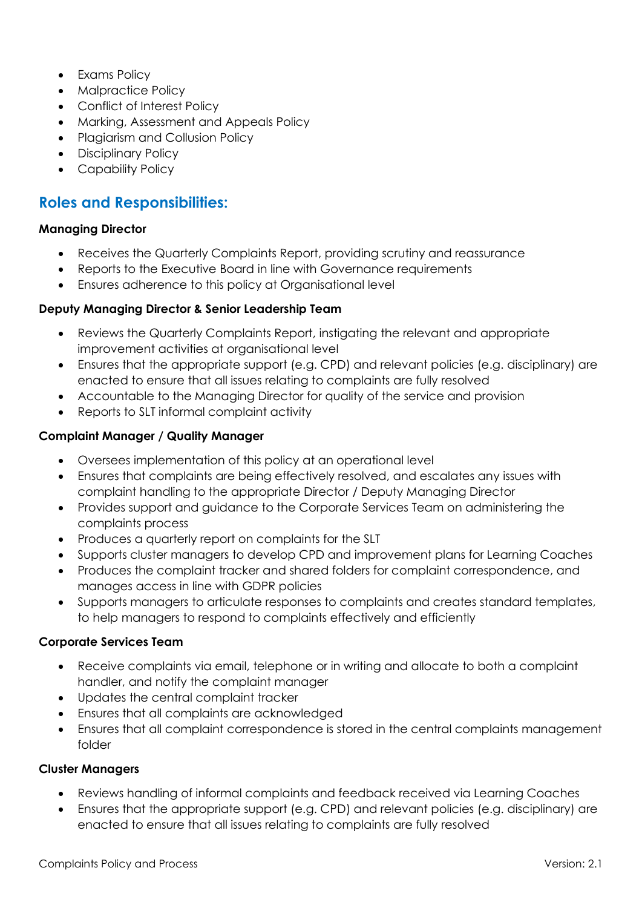- Exams Policy
- Malpractice Policy
- Conflict of Interest Policy
- Marking, Assessment and Appeals Policy
- Plagiarism and Collusion Policy
- Disciplinary Policy
- Capability Policy

## Roles and Responsibilities:

**Managing Director**

- Receives the Quarterly Complaints Report, providing scrutiny and reassurance
- Reports to the Executive Board in line with Governance requirements
- Ensures adherence to this policy at Organisational level

**Deputy Managing Director & Senior Leadership Team**

- Reviews the Quarterly Complaints Report, instigating the relevant and appropriate improvement activities at organisational level
- Ensures that the appropriate support (e.g. CPD) and relevant policies (e.g. disciplinary) are enacted to ensure that all issues relating to complaints are fully resolved
- Accountable to the Managing Director for quality of the service and provision
- Reports to SLT informal complaint activity

**Complaint Manager / Quality Manager**

- Oversees implementation of this policy at an operational level
- Ensures that complaints are being effectively resolved, and escalates any issues with complaint handling to the appropriate Director / Deputy Managing Director
- Provides support and guidance to the Corporate Services Team on administering the complaints process
- Produces a quarterly report on complaints for the SLT
- Supports cluster managers to develop CPD and improvement plans for Learning Coaches
- Produces the complaint tracker and shared folders for complaint correspondence, and manages access in line with GDPR policies
- Supports managers to articulate responses to complaints and creates standard templates, to help managers to respond to complaints effectively and efficiently

**Corporate Services Team**

- Receive complaints via email, telephone or in writing and allocate to both a complaint handler, and notify the complaint manager
- Updates the central complaint tracker
- Ensures that all complaints are acknowledged
- Ensures that all complaint correspondence is stored in the central complaints management folder

**Cluster Managers**

- Reviews handling of informal complaints and feedback received via Learning Coaches
- Ensures that the appropriate support (e.g. CPD) and relevant policies (e.g. disciplinary) are enacted to ensure that all issues relating to complaints are fully resolved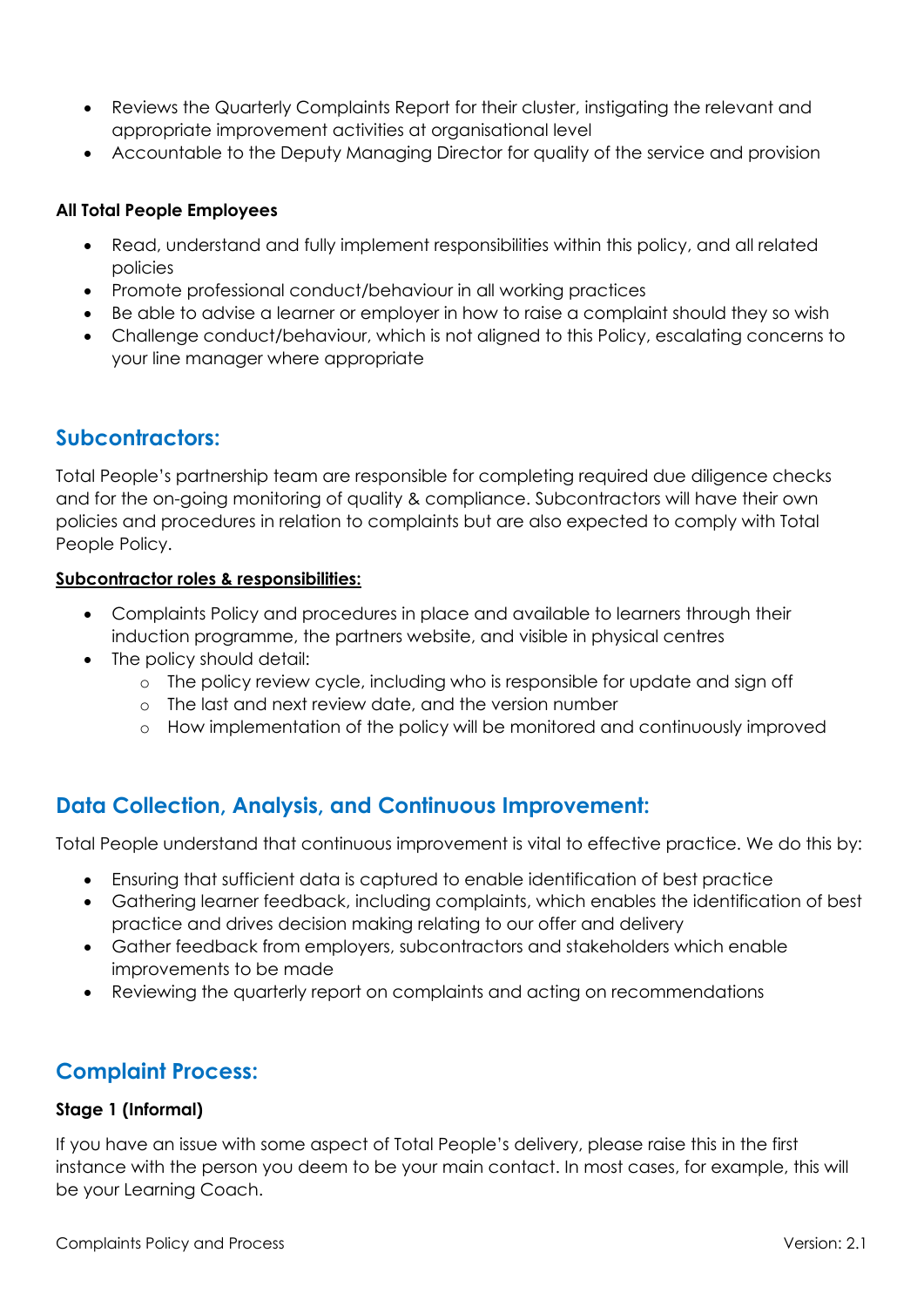- Reviews the Quarterly Complaints Report for their cluster, instigating the relevant and appropriate improvement activities at organisational level
- Accountable to the Deputy Managing Director for quality of the service and provision

**All Total People Employees**

- Read, understand and fully implement responsibilities within this policy, and all related policies
- Promote professional conduct/behaviour in all working practices
- Be able to advise a learner or employer in how to raise a complaint should they so wish
- Challenge conduct/behaviour, which is not aligned to this Policy, escalating concerns to your line manager where appropriate

## Subcontractors:

Total People's partnership team are responsible for completing required due diligence checks and for the on-going monitoring of quality & compliance. Subcontractors will have their own policies and procedures in relation to complaints but are also expected to comply with Total People Policy.

**Subcontractor roles & responsibilities:**

- Complaints Policy and procedures in place and available to learners through their induction programme, the partners website, and visible in physical centres
- The policy should detail:
    - The policy review cycle, including who is responsible for update and sign off
    - The last and next review date, and the version number
    - How implementation of the policy will be monitored and continuously improved

## Data Collection, Analysis, and Continuous Improvement:

Total People understand that continuous improvement is vital to effective practice. We do this by:

- Ensuring that sufficient data is captured to enable identification of best practice
- Gathering learner feedback, including complaints, which enables the identification of best practice and drives decision making relating to our offer and delivery
- Gather feedback from employers, subcontractors and stakeholders which enable improvements to be made
- Reviewing the quarterly report on complaints and acting on recommendations

## Complaint Process:

**Stage 1 (Informal)**

If you have an issue with some aspect of Total People's delivery, please raise this in the first instance with the person you deem to be your main contact. In most cases, for example, this will be your Learning Coach.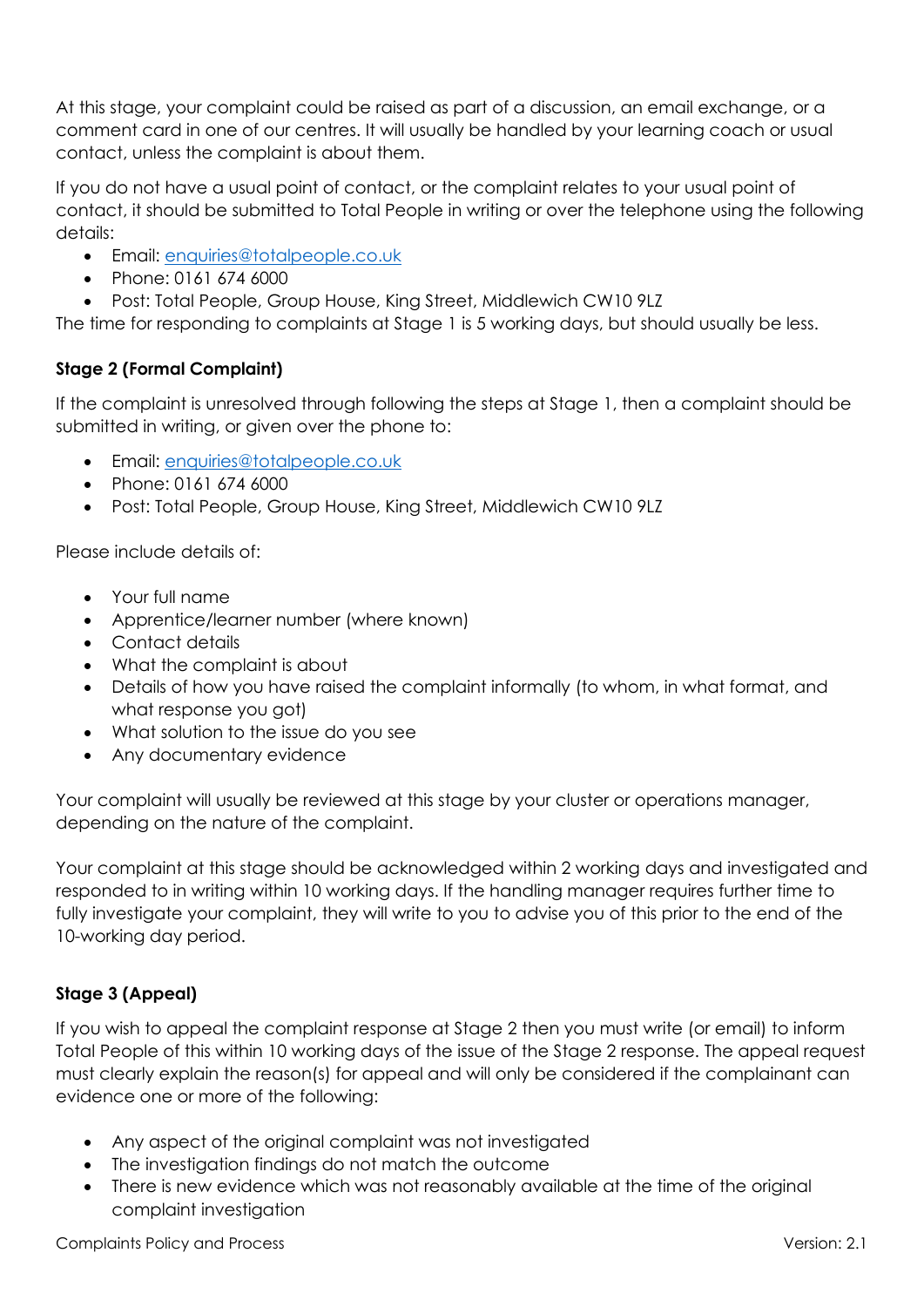At this stage, your complaint could be raised as part of a discussion, an email exchange, or a comment card in one of our centres. It will usually be handled by your learning coach or usual contact, unless the complaint is about them.

If you do not have a usual point of contact, or the complaint relates to your usual point of contact, it should be submitted to Total People in writing or over the telephone using the following details:

- Email: [enquiries@totalpeople.co.uk](mailto:enquiries@totalpeople.co.uk)
- Phone: 0161 674 6000
- Post: Total People, Group House, King Street, Middlewich CW10 9LZ

The time for responding to complaints at Stage 1 is 5 working days, but should usually be less.

### Stage 2 (Formal Complaint)

If the complaint is unresolved through following the steps at Stage 1, then a complaint should be submitted in writing, or given over the phone to:

- Email: [enquiries@totalpeople.co.uk](mailto:enquiries@totalpeople.co.uk)
- Phone: 0161 674 6000
- Post: Total People, Group House, King Street, Middlewich CW10 9LZ

Please include details of:

- Your full name
- Apprentice/learner number (where known)
- Contact details
- What the complaint is about
- Details of how you have raised the complaint informally (to whom, in what format, and what response you got)
- What solution to the issue do you see
- Any documentary evidence

Your complaint will usually be reviewed at this stage by your cluster or operations manager, depending on the nature of the complaint.

Your complaint at this stage should be acknowledged within 2 working days and investigated and responded to in writing within 10 working days. If the handling manager requires further time to fully investigate your complaint, they will write to you to advise you of this prior to the end of the 10-working day period.

### Stage 3 (Appeal)

If you wish to appeal the complaint response at Stage 2 then you must write (or email) to inform Total People of this within 10 working days of the issue of the Stage 2 response. The appeal request must clearly explain the reason(s) for appeal and will only be considered if the complainant can evidence one or more of the following:

- Any aspect of the original complaint was not investigated
- The investigation findings do not match the outcome
- There is new evidence which was not reasonably available at the time of the original complaint investigation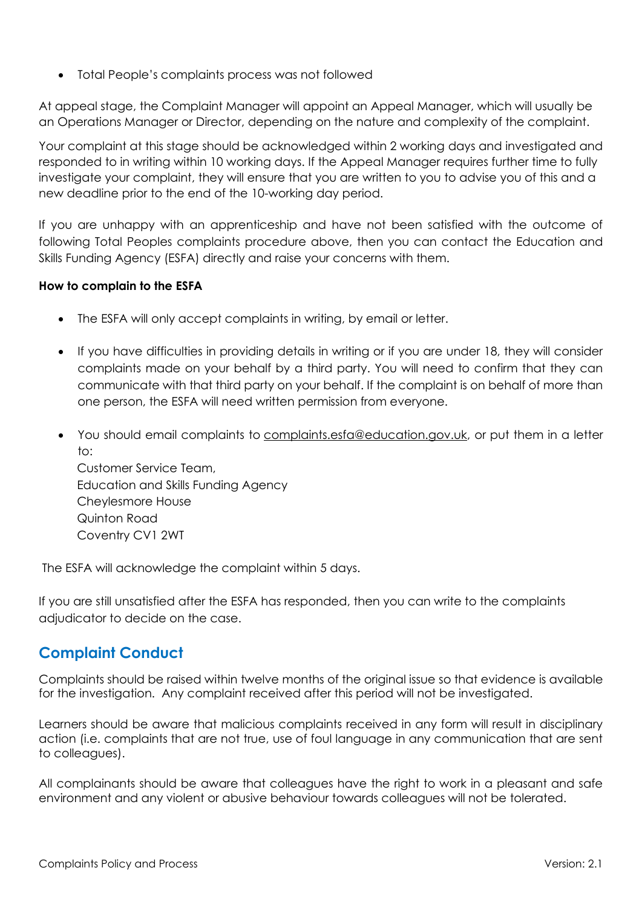- Total People's complaints process was not followed

At appeal stage, the Complaint Manager will appoint an Appeal Manager, which will usually be an Operations Manager or Director, depending on the nature and complexity of the complaint.

Your complaint at this stage should be acknowledged within 2 working days and investigated and responded to in writing within 10 working days. If the Appeal Manager requires further time to fully investigate your complaint, they will ensure that you are written to you to advise you of this and a new deadline prior to the end of the 10-working day period.

If you are unhappy with an apprenticeship and have not been satisfied with the outcome of following Total Peoples complaints procedure above, then you can contact the Education and Skills Funding Agency (ESFA) directly and raise your concerns with them.

**How to complain to the ESFA**

- The ESFA will only accept complaints in writing, by email or letter.
- If you have difficulties in providing details in writing or if you are under 18, they will consider complaints made on your behalf by a third party. You will need to confirm that they can communicate with that third party on your behalf. If the complaint is on behalf of more than one person, the ESFA will need written permission from everyone.
- You should email complaints to complaints.esfa@education.gov.uk, or put them in a letter to:
  Customer Service Team,
  Education and Skills Funding Agency
  Cheylesmore House
  Quinton Road
  Coventry CV1 2WT

The ESFA will acknowledge the complaint within 5 days.

If you are still unsatisfied after the ESFA has responded, then you can write to the complaints adjudicator to decide on the case.

## Complaint Conduct

Complaints should be raised within twelve months of the original issue so that evidence is available for the investigation. Any complaint received after this period will not be investigated.

Learners should be aware that malicious complaints received in any form will result in disciplinary action (i.e. complaints that are not true, use of foul language in any communication that are sent to colleagues).

All complainants should be aware that colleagues have the right to work in a pleasant and safe environment and any violent or abusive behaviour towards colleagues will not be tolerated.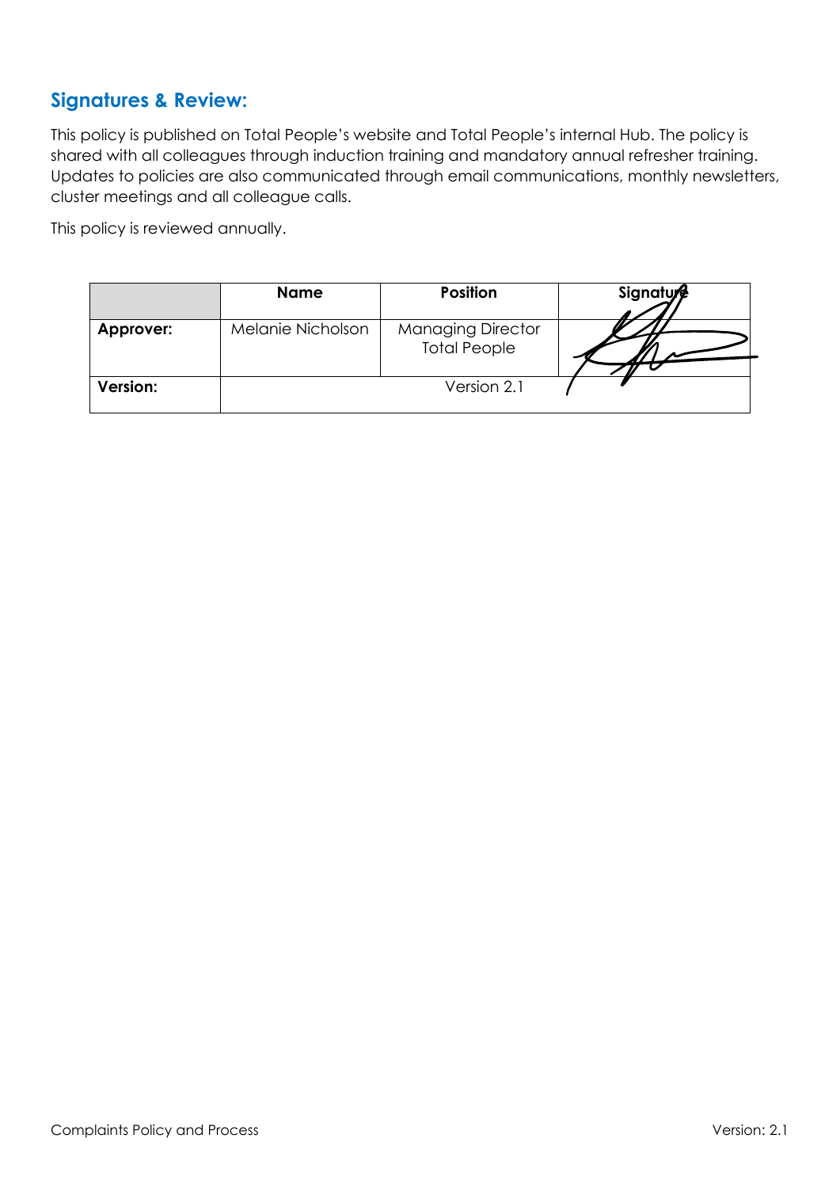## Signatures & Review:

This policy is published on Total People's website and Total People's internal Hub. The policy is shared with all colleagues through induction training and mandatory annual refresher training. Updates to policies are also communicated through email communications, monthly newsletters, cluster meetings and all colleague calls.

This policy is reviewed annually.

| | Name | Position | Signature |
|---|---|---|---|
| **Approver:** | Melanie Nicholson | Managing Director Total People | |
| **Version:** | Version 2.1 | | |